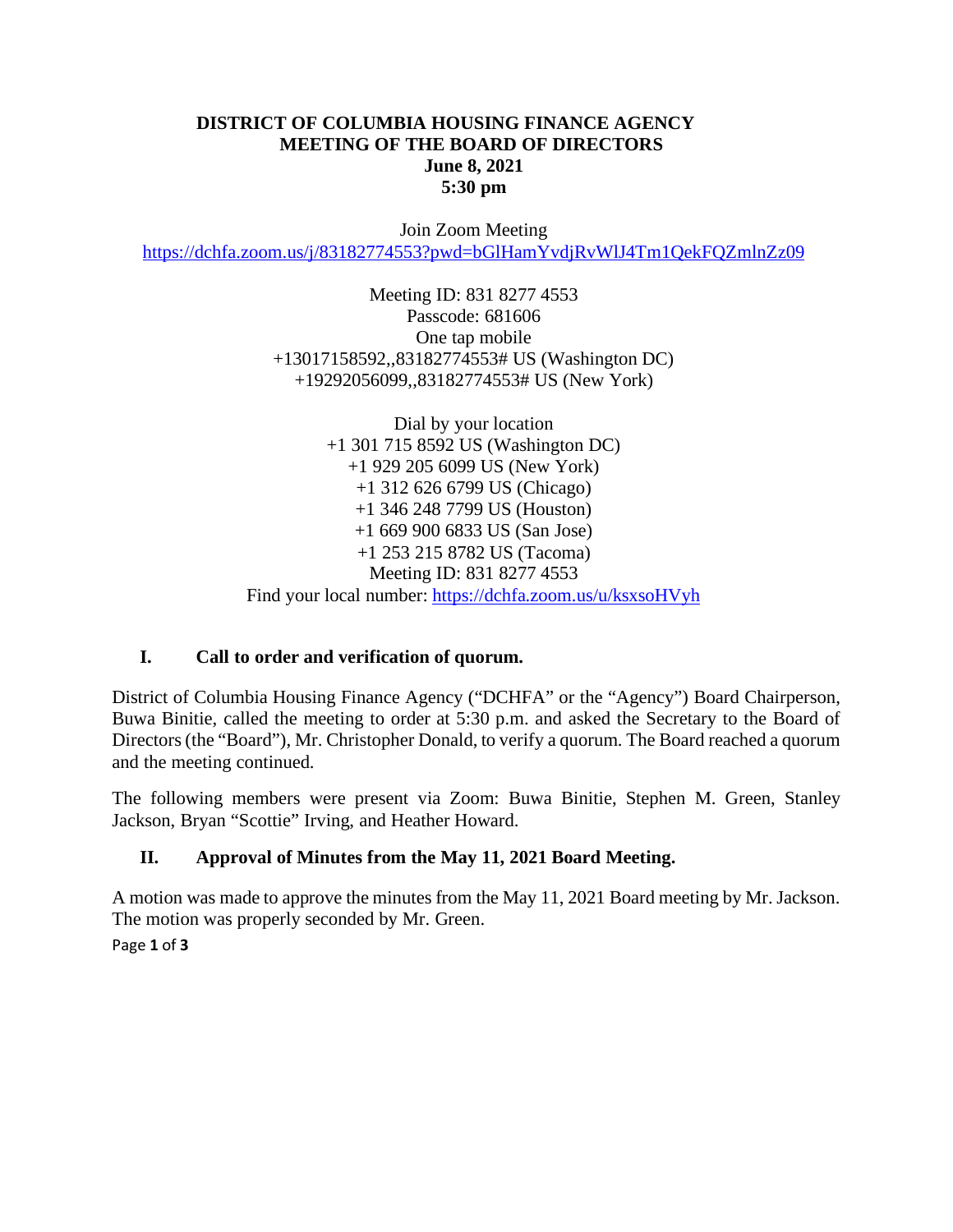**DISTRICT OF COLUMBIA HOUSING FINANCE AGENCY**
**MEETING OF THE BOARD OF DIRECTORS**
**June 8, 2021**
**5:30 pm**

Join Zoom Meeting
https://dchfa.zoom.us/j/83182774553?pwd=bGlHamYvdjRvWlJ4Tm1QekFQZmlnZz09

Meeting ID: 831 8277 4553
Passcode: 681606
One tap mobile
+13017158592,,83182774553# US (Washington DC)
+19292056099,,83182774553# US (New York)

Dial by your location
+1 301 715 8592 US (Washington DC)
+1 929 205 6099 US (New York)
+1 312 626 6799 US (Chicago)
+1 346 248 7799 US (Houston)
+1 669 900 6833 US (San Jose)
+1 253 215 8782 US (Tacoma)
Meeting ID: 831 8277 4553
Find your local number: https://dchfa.zoom.us/u/ksxsoHVyh

## I. Call to order and verification of quorum.

District of Columbia Housing Finance Agency ("DCHFA" or the "Agency") Board Chairperson, Buwa Binitie, called the meeting to order at 5:30 p.m. and asked the Secretary to the Board of Directors (the "Board"), Mr. Christopher Donald, to verify a quorum. The Board reached a quorum and the meeting continued.

The following members were present via Zoom: Buwa Binitie, Stephen M. Green, Stanley Jackson, Bryan "Scottie" Irving, and Heather Howard.

## II. Approval of Minutes from the May 11, 2021 Board Meeting.

A motion was made to approve the minutes from the May 11, 2021 Board meeting by Mr. Jackson. The motion was properly seconded by Mr. Green.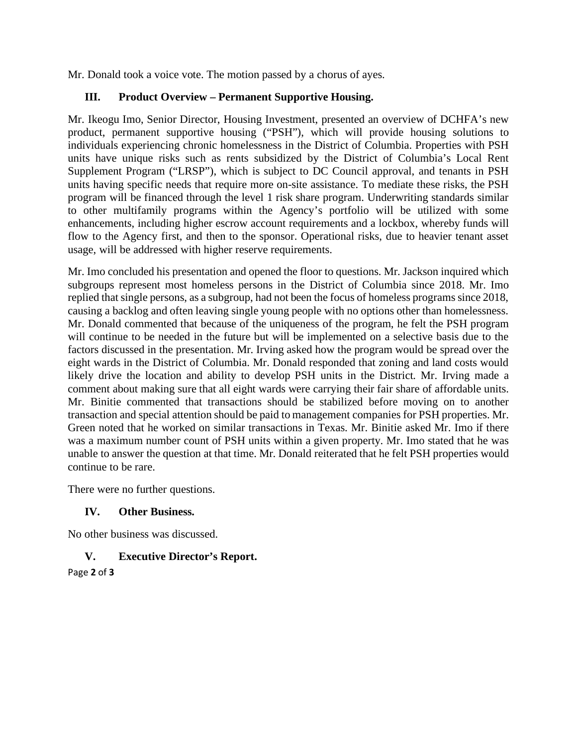Mr. Donald took a voice vote. The motion passed by a chorus of ayes.

## III. Product Overview – Permanent Supportive Housing.

Mr. Ikeogu Imo, Senior Director, Housing Investment, presented an overview of DCHFA's new product, permanent supportive housing ("PSH"), which will provide housing solutions to individuals experiencing chronic homelessness in the District of Columbia. Properties with PSH units have unique risks such as rents subsidized by the District of Columbia's Local Rent Supplement Program ("LRSP"), which is subject to DC Council approval, and tenants in PSH units having specific needs that require more on-site assistance. To mediate these risks, the PSH program will be financed through the level 1 risk share program. Underwriting standards similar to other multifamily programs within the Agency's portfolio will be utilized with some enhancements, including higher escrow account requirements and a lockbox, whereby funds will flow to the Agency first, and then to the sponsor. Operational risks, due to heavier tenant asset usage, will be addressed with higher reserve requirements.

Mr. Imo concluded his presentation and opened the floor to questions. Mr. Jackson inquired which subgroups represent most homeless persons in the District of Columbia since 2018. Mr. Imo replied that single persons, as a subgroup, had not been the focus of homeless programs since 2018, causing a backlog and often leaving single young people with no options other than homelessness. Mr. Donald commented that because of the uniqueness of the program, he felt the PSH program will continue to be needed in the future but will be implemented on a selective basis due to the factors discussed in the presentation. Mr. Irving asked how the program would be spread over the eight wards in the District of Columbia. Mr. Donald responded that zoning and land costs would likely drive the location and ability to develop PSH units in the District. Mr. Irving made a comment about making sure that all eight wards were carrying their fair share of affordable units. Mr. Binitie commented that transactions should be stabilized before moving on to another transaction and special attention should be paid to management companies for PSH properties. Mr. Green noted that he worked on similar transactions in Texas. Mr. Binitie asked Mr. Imo if there was a maximum number count of PSH units within a given property. Mr. Imo stated that he was unable to answer the question at that time. Mr. Donald reiterated that he felt PSH properties would continue to be rare.

There were no further questions.

## IV. Other Business.

No other business was discussed.

## V. Executive Director's Report.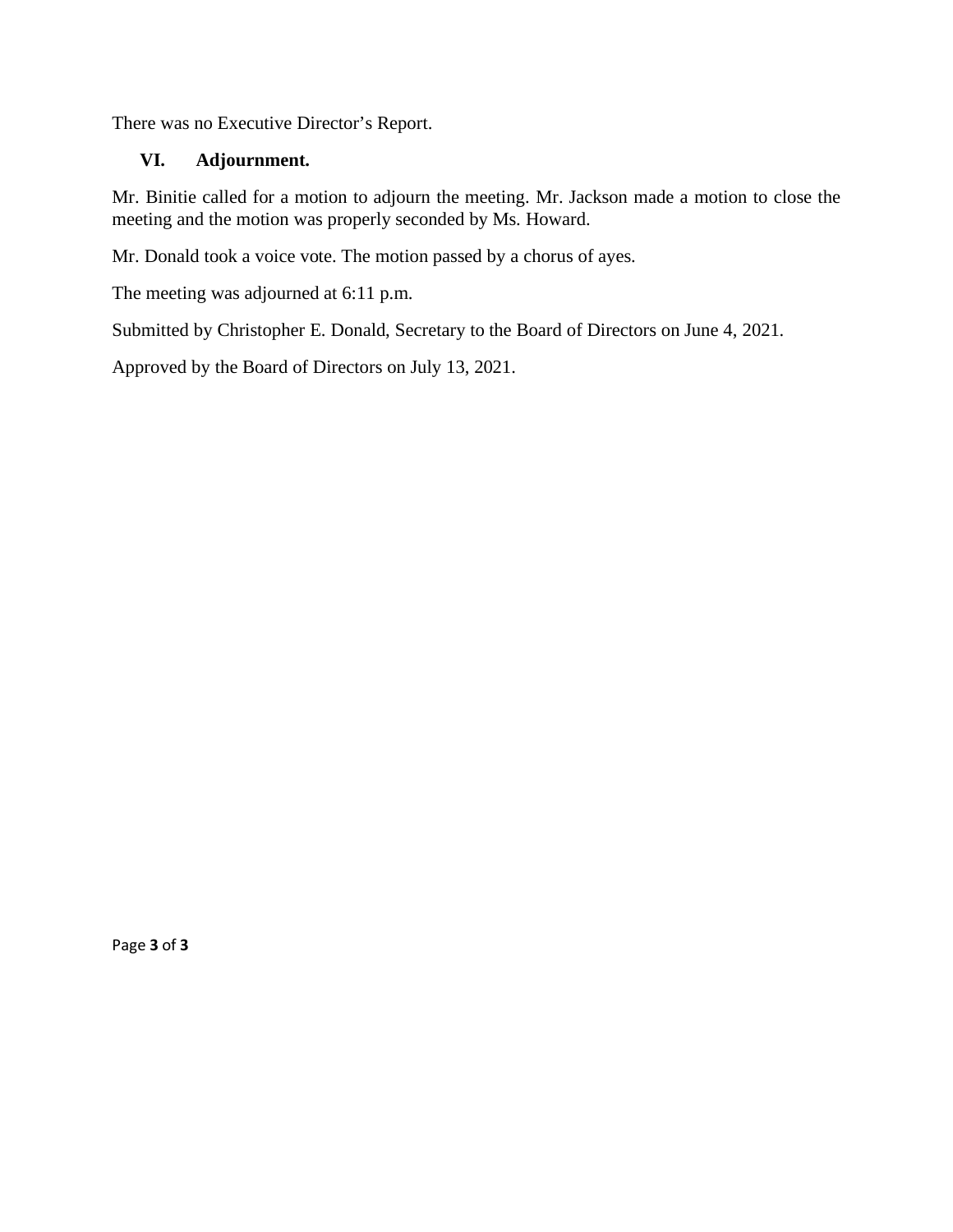There was no Executive Director's Report.

## VI. Adjournment.

Mr. Binitie called for a motion to adjourn the meeting. Mr. Jackson made a motion to close the meeting and the motion was properly seconded by Ms. Howard.

Mr. Donald took a voice vote. The motion passed by a chorus of ayes.

The meeting was adjourned at 6:11 p.m.

Submitted by Christopher E. Donald, Secretary to the Board of Directors on June 4, 2021.

Approved by the Board of Directors on July 13, 2021.